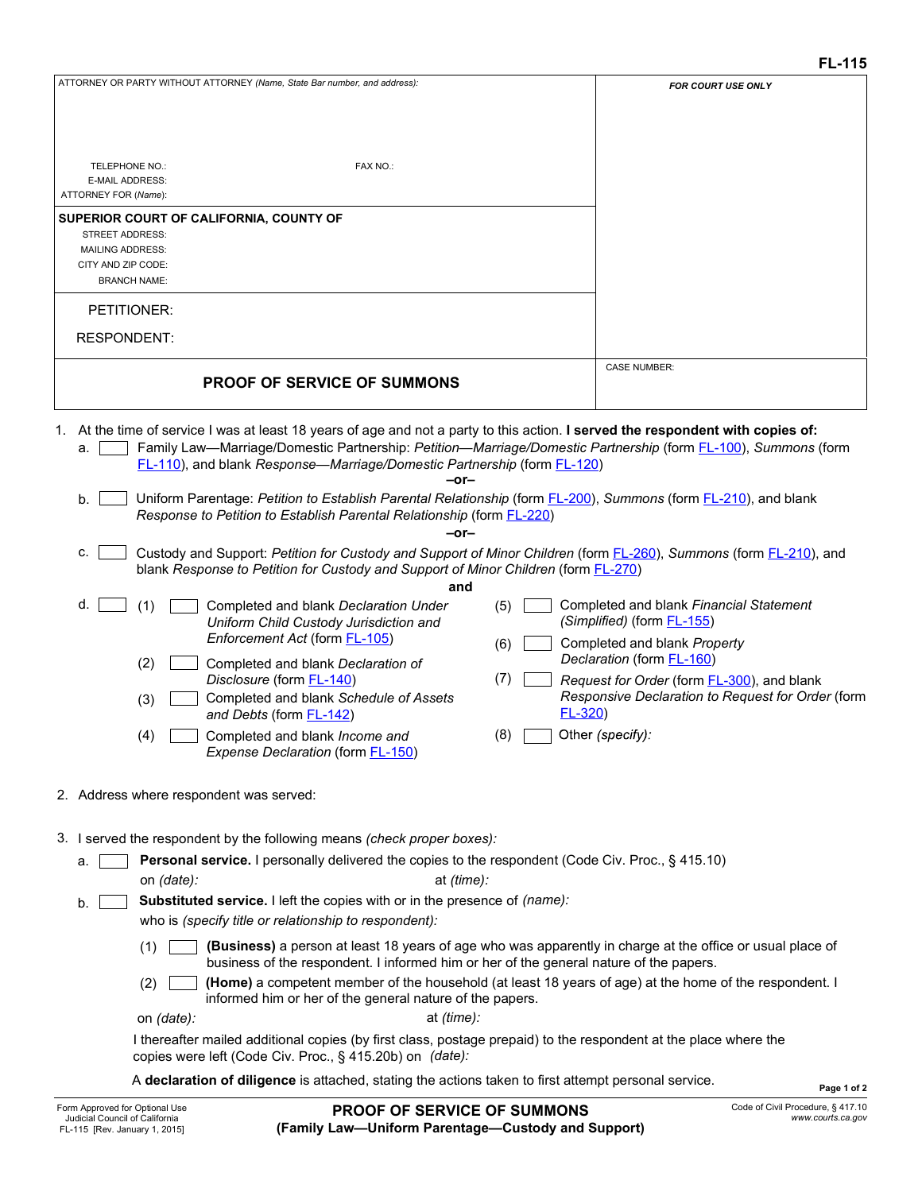FL-115

| ATTORNEY OR PARTY WITHOUT ATTORNEY *(Name, State Bar number, and address):* | *FOR COURT USE ONLY* |
|---|---|
| TELEPHONE NO.: FAX NO.: | |
| E-MAIL ADDRESS: | |
| ATTORNEY FOR *(Name):* | |
| **SUPERIOR COURT OF CALIFORNIA, COUNTY OF** | |
| STREET ADDRESS: | |
| MAILING ADDRESS: | |
| CITY AND ZIP CODE: | |
| BRANCH NAME: | |
| PETITIONER: | |
| RESPONDENT: | |
| **PROOF OF SERVICE OF SUMMONS** | CASE NUMBER: |

1. At the time of service I was at least 18 years of age and not a party to this action. **I served the respondent with copies of:**
   a. ☐ Family Law—Marriage/Domestic Partnership: *Petition—Marriage/Domestic Partnership* (form FL-100), *Summons* (form FL-110), and blank *Response—Marriage/Domestic Partnership* (form FL-120)

   **–or–**

   b. ☐ Uniform Parentage: *Petition to Establish Parental Relationship* (form FL-200), *Summons* (form FL-210), and blank *Response to Petition to Establish Parental Relationship* (form FL-220)

   **–or–**

   c. ☐ Custody and Support: *Petition for Custody and Support of Minor Children* (form FL-260), *Summons* (form FL-210), and blank *Response to Petition for Custody and Support of Minor Children* (form FL-270)

   **and**

   d. ☐ (1) ☐ Completed and blank *Declaration Under Uniform Child Custody Jurisdiction and Enforcement Act* (form FL-105)
   (2) ☐ Completed and blank *Declaration of Disclosure* (form FL-140)
   (3) ☐ Completed and blank *Schedule of Assets and Debts* (form FL-142)
   (4) ☐ Completed and blank *Income and Expense Declaration* (form FL-150)
   (5) ☐ Completed and blank *Financial Statement (Simplified)* (form FL-155)
   (6) ☐ Completed and blank *Property Declaration* (form FL-160)
   (7) ☐ *Request for Order* (form FL-300), and blank *Responsive Declaration to Request for Order* (form FL-320)
   (8) ☐ Other *(specify):*

2. Address where respondent was served:

3. I served the respondent by the following means *(check proper boxes):*
   a. ☐ **Personal service.** I personally delivered the copies to the respondent (Code Civ. Proc., § 415.10)
   on *(date):* at *(time):*
   b. ☐ **Substituted service.** I left the copies with or in the presence of *(name):*
   who is *(specify title or relationship to respondent):*
   (1) ☐ **(Business)** a person at least 18 years of age who was apparently in charge at the office or usual place of business of the respondent. I informed him or her of the general nature of the papers.
   (2) ☐ **(Home)** a competent member of the household (at least 18 years of age) at the home of the respondent. I informed him or her of the general nature of the papers.
   on *(date):* at *(time):*
   I thereafter mailed additional copies (by first class, postage prepaid) to the respondent at the place where the copies were left (Code Civ. Proc., § 415.20b) on *(date):*
   A **declaration of diligence** is attached, stating the actions taken to first attempt personal service.

Form Approved for Optional Use
Judicial Council of California
FL-115 [Rev. January 1, 2015]

**PROOF OF SERVICE OF SUMMONS**
**(Family Law—Uniform Parentage—Custody and Support)**

Code of Civil Procedure, § 417.10
*www.courts.ca.gov*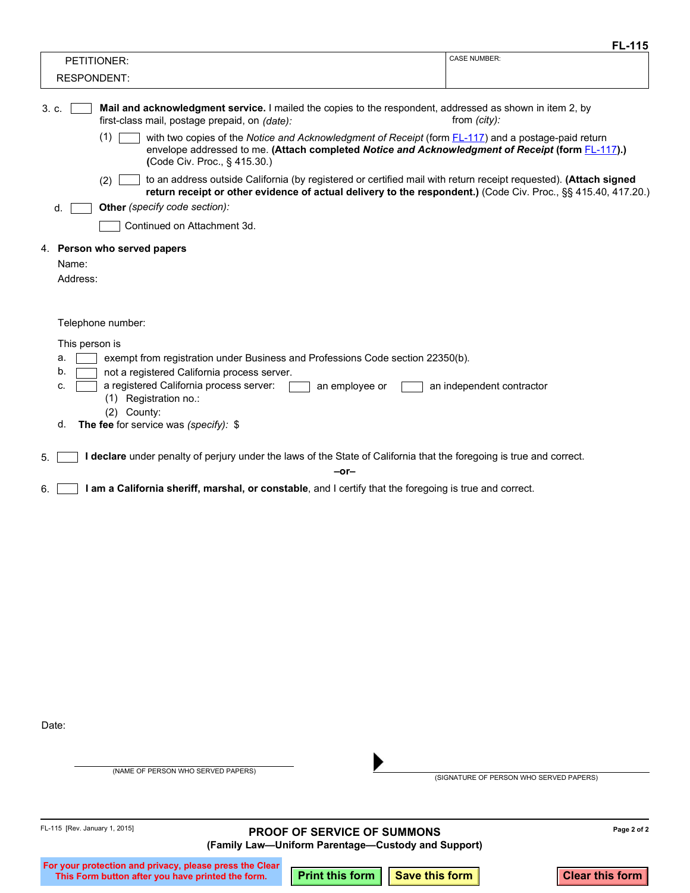FL-115

| PETITIONER: | CASE NUMBER: |
|---|---|
| RESPONDENT: | |

3. c. ☐ **Mail and acknowledgment service.** I mailed the copies to the respondent, addressed as shown in item 2, by first-class mail, postage prepaid, on *(date):* from *(city):*

   (1) ☐ with two copies of the *Notice and Acknowledgment of Receipt* (form FL-117) and a postage-paid return envelope addressed to me. **(Attach completed *Notice and Acknowledgment of Receipt* (form FL-117).)** (Code Civ. Proc., § 415.30.)

   (2) ☐ to an address outside California (by registered or certified mail with return receipt requested). **(Attach signed return receipt or other evidence of actual delivery to the respondent.)** (Code Civ. Proc., §§ 415.40, 417.20.)

   d. ☐ **Other** *(specify code section):*

   ☐ Continued on Attachment 3d.

4. **Person who served papers**

   Name:

   Address:

   Telephone number:

   This person is

   a. ☐ exempt from registration under Business and Professions Code section 22350(b).

   b. ☐ not a registered California process server.

   c. ☐ a registered California process server: ☐ an employee or ☐ an independent contractor

      (1) Registration no.:

      (2) County:

   d. **The fee** for service was *(specify):* $

5. ☐ **I declare** under penalty of perjury under the laws of the State of California that the foregoing is true and correct.

**–or–**

6. ☐ **I am a California sheriff, marshal, or constable**, and I certify that the foregoing is true and correct.

Date:

_______________________________
(NAME OF PERSON WHO SERVED PAPERS)

▶ _______________________________
(SIGNATURE OF PERSON WHO SERVED PAPERS)

FL-115 [Rev. January 1, 2015]

**PROOF OF SERVICE OF SUMMONS**
**(Family Law—Uniform Parentage—Custody and Support)**

For your protection and privacy, please press the Clear This Form button after you have printed the form.

Print this form | Save this form | Clear this form